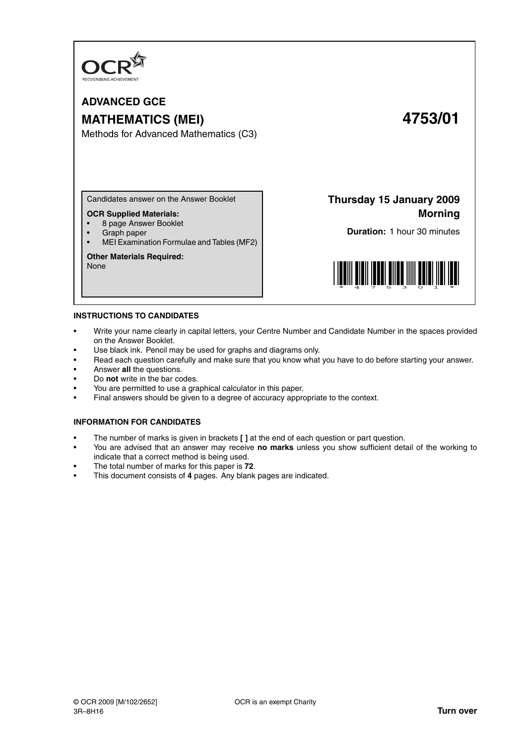OCR
RECOGNISING ACHIEVEMENT

# ADVANCED GCE

## MATHEMATICS (MEI) 4753/01

Methods for Advanced Mathematics (C3)

Candidates answer on the Answer Booklet

**OCR Supplied Materials:**

- 8 page Answer Booklet
- Graph paper
- MEI Examination Formulae and Tables (MF2)

**Other Materials Required:**
None

**Thursday 15 January 2009**
**Morning**

**Duration:** 1 hour 30 minutes

### INSTRUCTIONS TO CANDIDATES

- Write your name clearly in capital letters, your Centre Number and Candidate Number in the spaces provided on the Answer Booklet.
- Use black ink. Pencil may be used for graphs and diagrams only.
- Read each question carefully and make sure that you know what you have to do before starting your answer.
- Answer **all** the questions.
- Do **not** write in the bar codes.
- You are permitted to use a graphical calculator in this paper.
- Final answers should be given to a degree of accuracy appropriate to the context.

### INFORMATION FOR CANDIDATES

- The number of marks is given in brackets **[ ]** at the end of each question or part question.
- You are advised that an answer may receive **no marks** unless you show sufficient detail of the working to indicate that a correct method is being used.
- The total number of marks for this paper is **72**.
- This document consists of **4** pages. Any blank pages are indicated.

© OCR 2009 [M/102/2652] OCR is an exempt Charity
3R–8H16

**Turn over**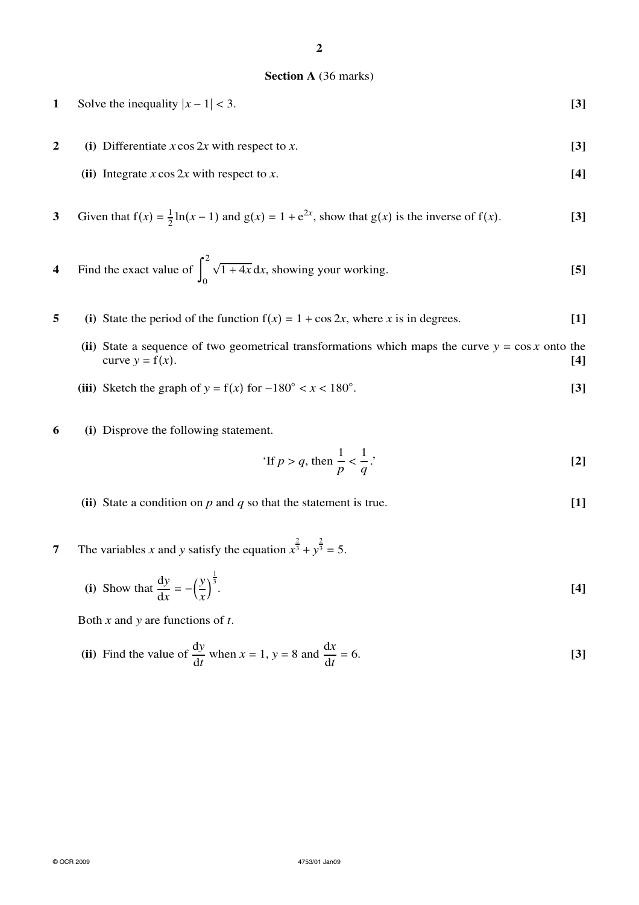## Section A (36 marks)

**1** Solve the inequality $|x - 1| < 3$. **[3]**

**2** **(i)** Differentiate $x \cos 2x$ with respect to $x$. **[3]**

**(ii)** Integrate $x \cos 2x$ with respect to $x$. **[4]**

**3** Given that $f(x) = \frac{1}{2}\ln(x - 1)$ and $g(x) = 1 + e^{2x}$, show that $g(x)$ is the inverse of $f(x)$. **[3]**

**4** Find the exact value of $\int_0^2 \sqrt{1 + 4x}\,dx$, showing your working. **[5]**

**5** **(i)** State the period of the function $f(x) = 1 + \cos 2x$, where $x$ is in degrees. **[1]**

**(ii)** State a sequence of two geometrical transformations which maps the curve $y = \cos x$ onto the curve $y = f(x)$. **[4]**

**(iii)** Sketch the graph of $y = f(x)$ for $-180° < x < 180°$. **[3]**

**6** **(i)** Disprove the following statement.

$$\text{'If } p > q \text{, then } \frac{1}{p} < \frac{1}{q} \text{.'}$$

**[2]**

**(ii)** State a condition on $p$ and $q$ so that the statement is true. **[1]**

**7** The variables $x$ and $y$ satisfy the equation $x^{\frac{2}{3}} + y^{\frac{2}{3}} = 5$.

**(i)** Show that $\frac{dy}{dx} = -\left(\frac{y}{x}\right)^{\frac{1}{3}}$. **[4]**

Both $x$ and $y$ are functions of $t$.

**(ii)** Find the value of $\frac{dy}{dt}$ when $x = 1$, $y = 8$ and $\frac{dx}{dt} = 6$. **[3]**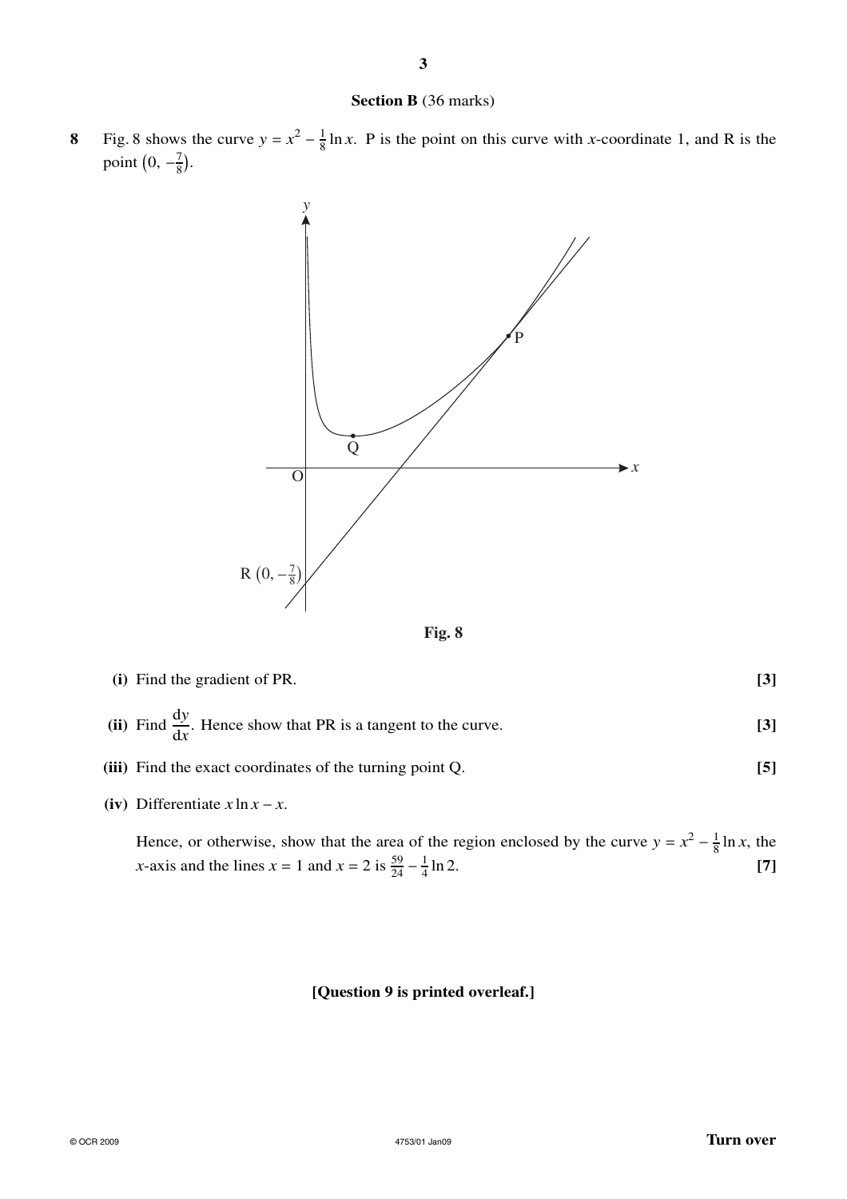## Section B (36 marks)

**8** Fig. 8 shows the curve $y = x^2 - \frac{1}{8}\ln x$. P is the point on this curve with $x$-coordinate 1, and R is the point $\left(0, -\frac{7}{8}\right)$.

**Fig. 8**

**(i)** Find the gradient of PR. **[3]**

**(ii)** Find $\frac{dy}{dx}$. Hence show that PR is a tangent to the curve. **[3]**

**(iii)** Find the exact coordinates of the turning point Q. **[5]**

**(iv)** Differentiate $x \ln x - x$.

Hence, or otherwise, show that the area of the region enclosed by the curve $y = x^2 - \frac{1}{8}\ln x$, the $x$-axis and the lines $x = 1$ and $x = 2$ is $\frac{59}{24} - \frac{1}{4}\ln 2$. **[7]**

**[Question 9 is printed overleaf.]**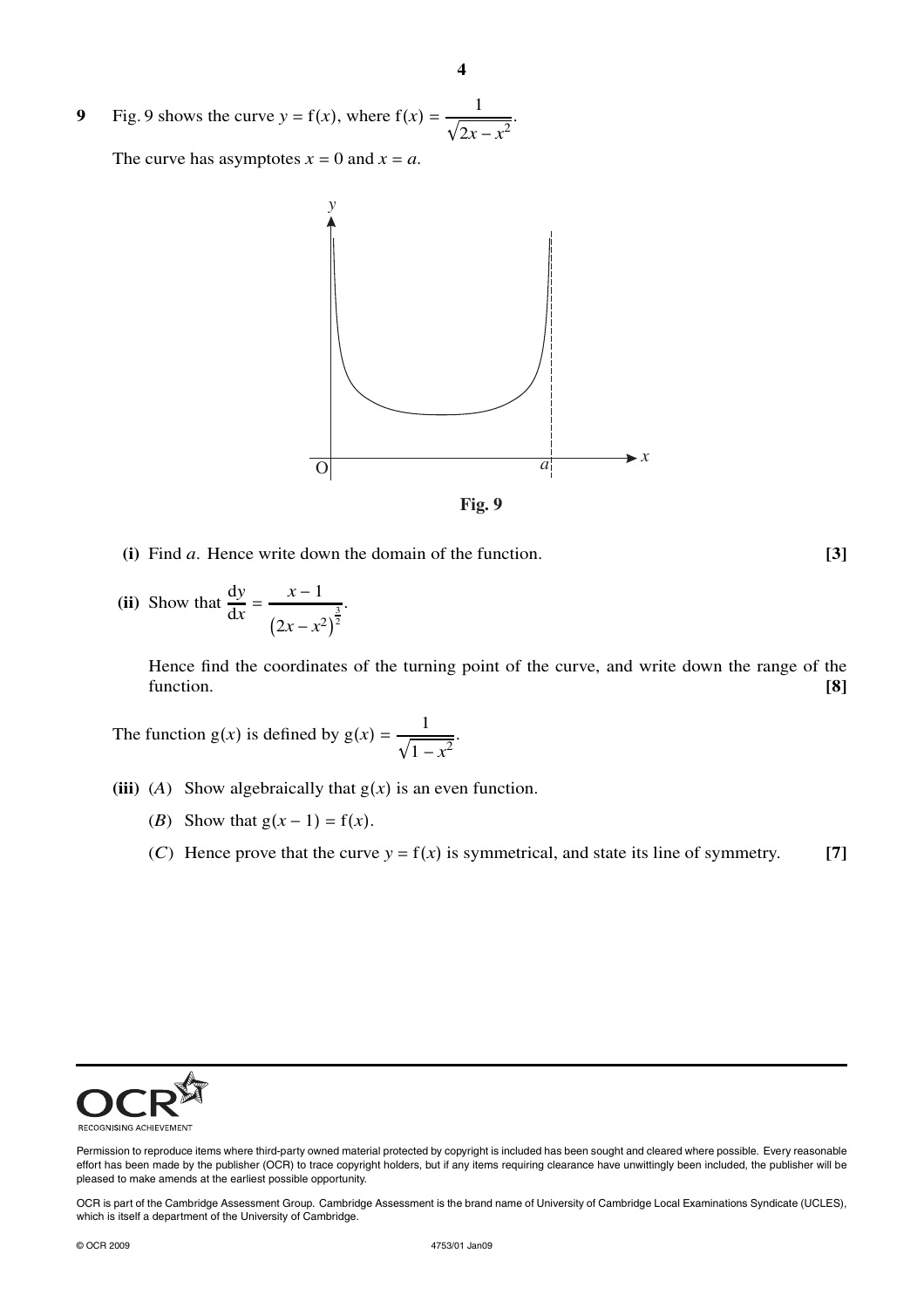**9** Fig. 9 shows the curve $y = \mathrm{f}(x)$, where $\mathrm{f}(x) = \dfrac{1}{\sqrt{2x - x^2}}$.

The curve has asymptotes $x = 0$ and $x = a$.

y

O

a

x

**Fig. 9**

**(i)** Find $a$. Hence write down the domain of the function. **[3]**

**(ii)** Show that $\dfrac{\mathrm{d}y}{\mathrm{d}x} = \dfrac{x - 1}{(2x - x^2)^{\frac{3}{2}}}$.

Hence find the coordinates of the turning point of the curve, and write down the range of the function. **[8]**

The function $\mathrm{g}(x)$ is defined by $\mathrm{g}(x) = \dfrac{1}{\sqrt{1 - x^2}}$.

**(iii)** (*A*) Show algebraically that $\mathrm{g}(x)$ is an even function.

(*B*) Show that $\mathrm{g}(x - 1) = \mathrm{f}(x)$.

(*C*) Hence prove that the curve $y = \mathrm{f}(x)$ is symmetrical, and state its line of symmetry. **[7]**

Permission to reproduce items where third-party owned material protected by copyright is included has been sought and cleared where possible. Every reasonable effort has been made by the publisher (OCR) to trace copyright holders, but if any items requiring clearance have unwittingly been included, the publisher will be pleased to make amends at the earliest possible opportunity.

OCR is part of the Cambridge Assessment Group. Cambridge Assessment is the brand name of University of Cambridge Local Examinations Syndicate (UCLES), which is itself a department of the University of Cambridge.